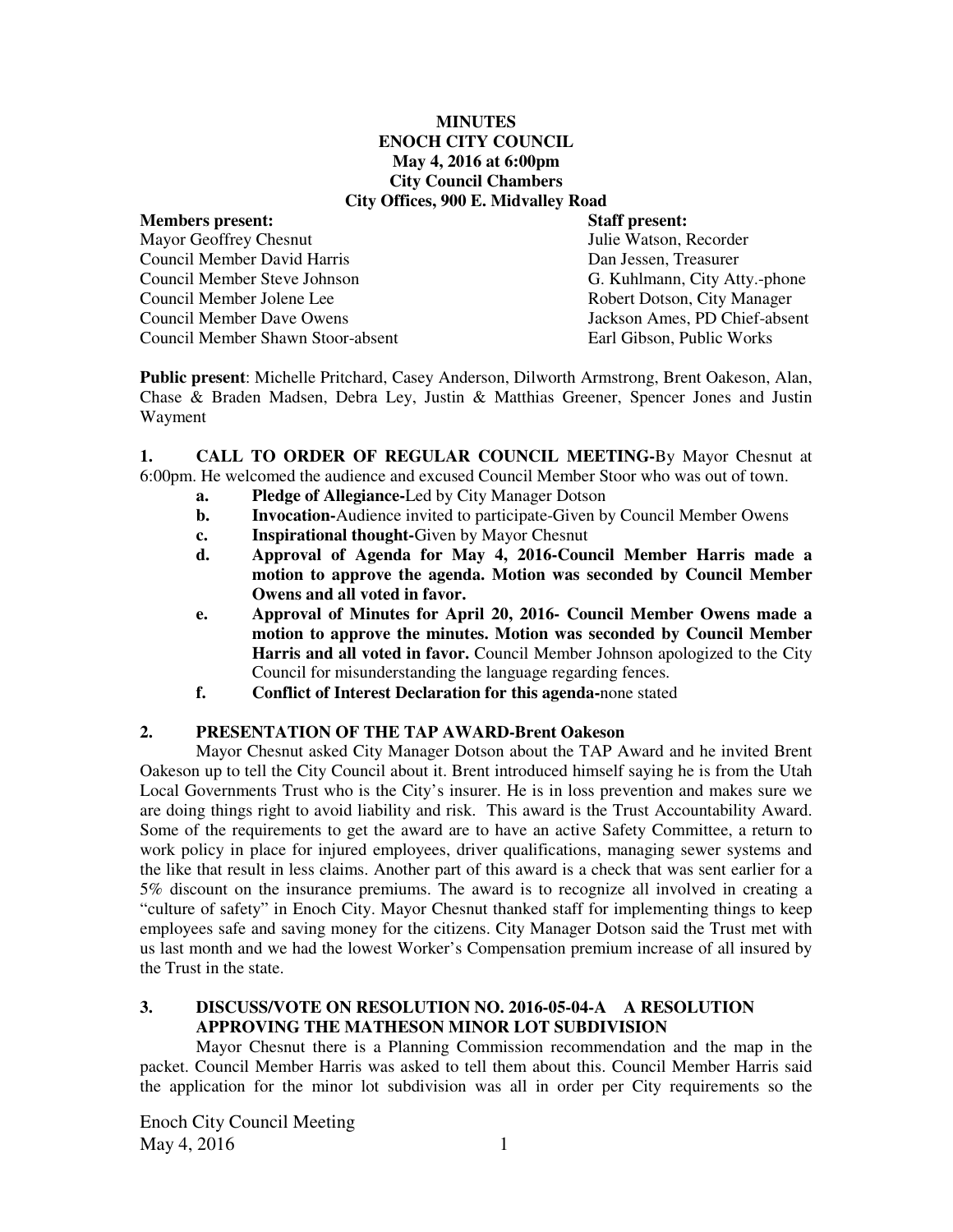**MINUTES**
**ENOCH CITY COUNCIL**
**May 4, 2016 at 6:00pm**
**City Council Chambers**
**City Offices, 900 E. Midvalley Road**

| **Members present:** | **Staff present:** |
|---|---|
| Mayor Geoffrey Chesnut | Julie Watson, Recorder |
| Council Member David Harris | Dan Jessen, Treasurer |
| Council Member Steve Johnson | G. Kuhlmann, City Atty.-phone |
| Council Member Jolene Lee | Robert Dotson, City Manager |
| Council Member Dave Owens | Jackson Ames, PD Chief-absent |
| Council Member Shawn Stoor-absent | Earl Gibson, Public Works |

**Public present**: Michelle Pritchard, Casey Anderson, Dilworth Armstrong, Brent Oakeson, Alan, Chase & Braden Madsen, Debra Ley, Justin & Matthias Greener, Spencer Jones and Justin Wayment

**1. CALL TO ORDER OF REGULAR COUNCIL MEETING-**By Mayor Chesnut at 6:00pm. He welcomed the audience and excused Council Member Stoor who was out of town.

- **a. Pledge of Allegiance-**Led by City Manager Dotson
- **b. Invocation-**Audience invited to participate-Given by Council Member Owens
- **c. Inspirational thought-**Given by Mayor Chesnut
- **d. Approval of Agenda for May 4, 2016-Council Member Harris made a motion to approve the agenda. Motion was seconded by Council Member Owens and all voted in favor.**
- **e. Approval of Minutes for April 20, 2016- Council Member Owens made a motion to approve the minutes. Motion was seconded by Council Member Harris and all voted in favor.** Council Member Johnson apologized to the City Council for misunderstanding the language regarding fences.
- **f. Conflict of Interest Declaration for this agenda-**none stated

**2. PRESENTATION OF THE TAP AWARD-Brent Oakeson**

Mayor Chesnut asked City Manager Dotson about the TAP Award and he invited Brent Oakeson up to tell the City Council about it. Brent introduced himself saying he is from the Utah Local Governments Trust who is the City's insurer. He is in loss prevention and makes sure we are doing things right to avoid liability and risk. This award is the Trust Accountability Award. Some of the requirements to get the award are to have an active Safety Committee, a return to work policy in place for injured employees, driver qualifications, managing sewer systems and the like that result in less claims. Another part of this award is a check that was sent earlier for a 5% discount on the insurance premiums. The award is to recognize all involved in creating a "culture of safety" in Enoch City. Mayor Chesnut thanked staff for implementing things to keep employees safe and saving money for the citizens. City Manager Dotson said the Trust met with us last month and we had the lowest Worker's Compensation premium increase of all insured by the Trust in the state.

**3. DISCUSS/VOTE ON RESOLUTION NO. 2016-05-04-A A RESOLUTION APPROVING THE MATHESON MINOR LOT SUBDIVISION**

Mayor Chesnut there is a Planning Commission recommendation and the map in the packet. Council Member Harris was asked to tell them about this. Council Member Harris said the application for the minor lot subdivision was all in order per City requirements so the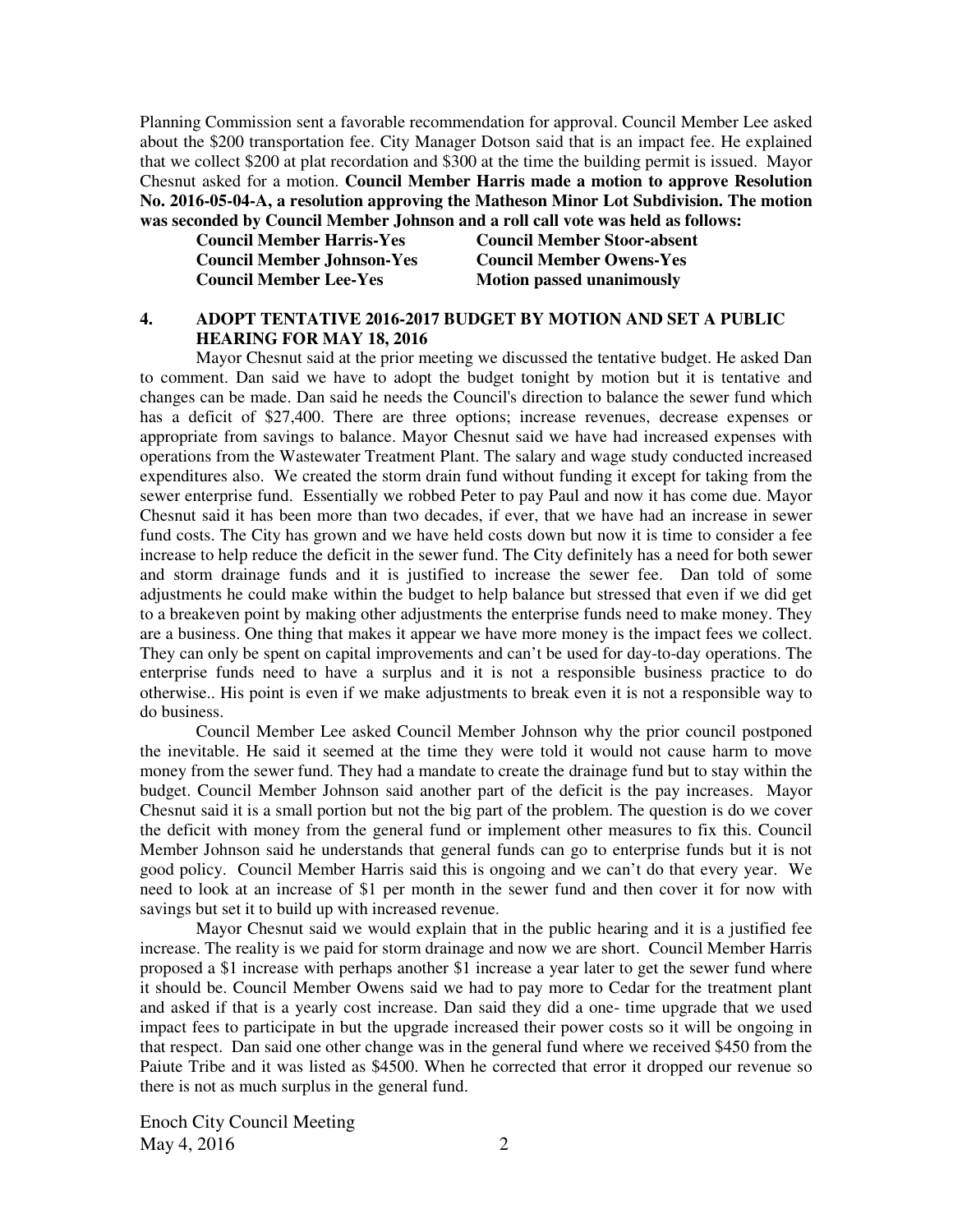Planning Commission sent a favorable recommendation for approval. Council Member Lee asked about the $200 transportation fee. City Manager Dotson said that is an impact fee. He explained that we collect $200 at plat recordation and $300 at the time the building permit is issued. Mayor Chesnut asked for a motion. **Council Member Harris made a motion to approve Resolution No. 2016-05-04-A, a resolution approving the Matheson Minor Lot Subdivision. The motion was seconded by Council Member Johnson and a roll call vote was held as follows:**

| | |
|---|---|
| **Council Member Harris-Yes** | **Council Member Stoor-absent** |
| **Council Member Johnson-Yes** | **Council Member Owens-Yes** |
| **Council Member Lee-Yes** | **Motion passed unanimously** |

## 4. ADOPT TENTATIVE 2016-2017 BUDGET BY MOTION AND SET A PUBLIC HEARING FOR MAY 18, 2016

Mayor Chesnut said at the prior meeting we discussed the tentative budget. He asked Dan to comment. Dan said we have to adopt the budget tonight by motion but it is tentative and changes can be made. Dan said he needs the Council's direction to balance the sewer fund which has a deficit of $27,400. There are three options; increase revenues, decrease expenses or appropriate from savings to balance. Mayor Chesnut said we have had increased expenses with operations from the Wastewater Treatment Plant. The salary and wage study conducted increased expenditures also. We created the storm drain fund without funding it except for taking from the sewer enterprise fund. Essentially we robbed Peter to pay Paul and now it has come due. Mayor Chesnut said it has been more than two decades, if ever, that we have had an increase in sewer fund costs. The City has grown and we have held costs down but now it is time to consider a fee increase to help reduce the deficit in the sewer fund. The City definitely has a need for both sewer and storm drainage funds and it is justified to increase the sewer fee. Dan told of some adjustments he could make within the budget to help balance but stressed that even if we did get to a breakeven point by making other adjustments the enterprise funds need to make money. They are a business. One thing that makes it appear we have more money is the impact fees we collect. They can only be spent on capital improvements and can't be used for day-to-day operations. The enterprise funds need to have a surplus and it is not a responsible business practice to do otherwise.. His point is even if we make adjustments to break even it is not a responsible way to do business.

Council Member Lee asked Council Member Johnson why the prior council postponed the inevitable. He said it seemed at the time they were told it would not cause harm to move money from the sewer fund. They had a mandate to create the drainage fund but to stay within the budget. Council Member Johnson said another part of the deficit is the pay increases. Mayor Chesnut said it is a small portion but not the big part of the problem. The question is do we cover the deficit with money from the general fund or implement other measures to fix this. Council Member Johnson said he understands that general funds can go to enterprise funds but it is not good policy. Council Member Harris said this is ongoing and we can't do that every year. We need to look at an increase of $1 per month in the sewer fund and then cover it for now with savings but set it to build up with increased revenue.

Mayor Chesnut said we would explain that in the public hearing and it is a justified fee increase. The reality is we paid for storm drainage and now we are short. Council Member Harris proposed a $1 increase with perhaps another $1 increase a year later to get the sewer fund where it should be. Council Member Owens said we had to pay more to Cedar for the treatment plant and asked if that is a yearly cost increase. Dan said they did a one- time upgrade that we used impact fees to participate in but the upgrade increased their power costs so it will be ongoing in that respect. Dan said one other change was in the general fund where we received $450 from the Paiute Tribe and it was listed as $4500. When he corrected that error it dropped our revenue so there is not as much surplus in the general fund.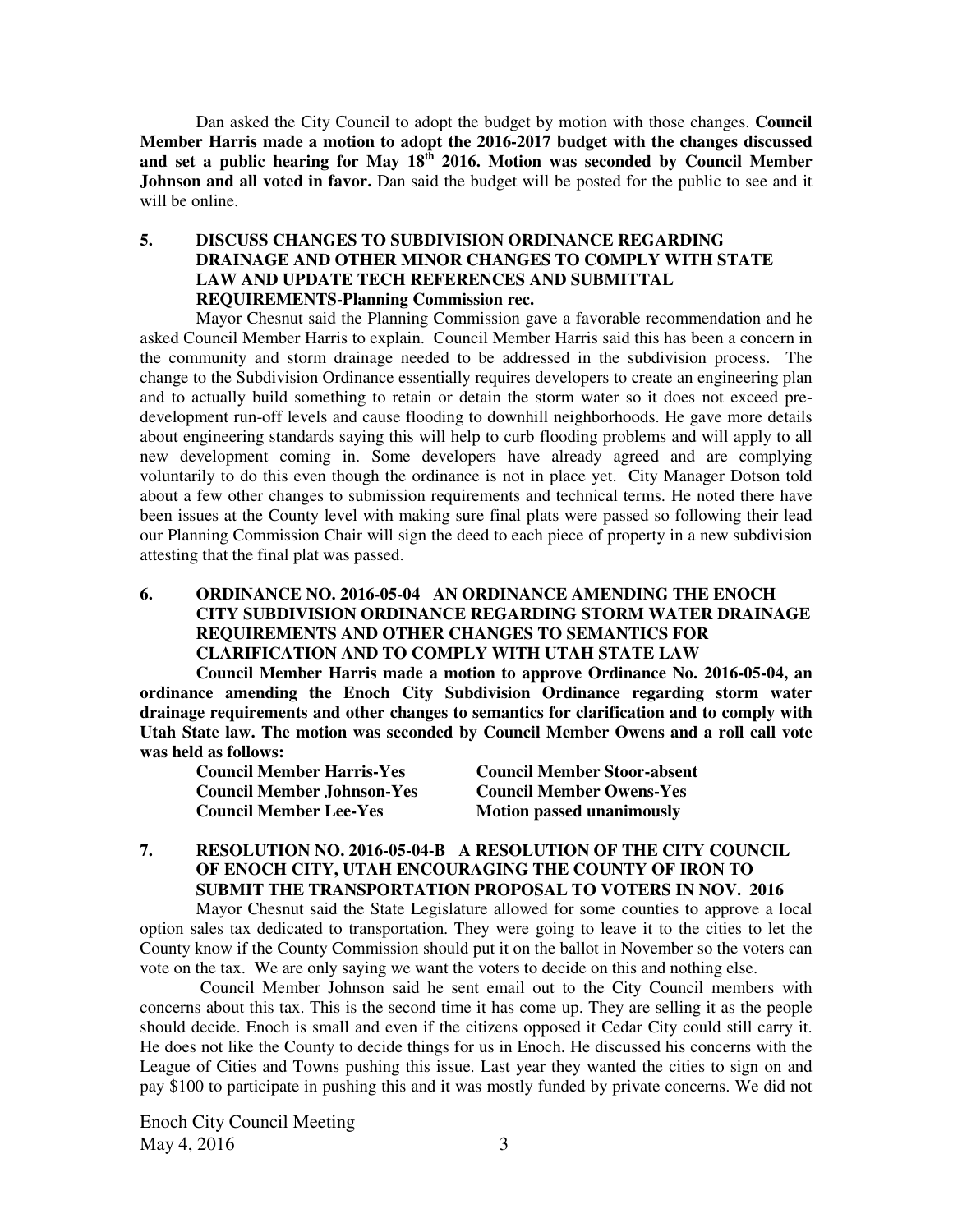Dan asked the City Council to adopt the budget by motion with those changes. **Council Member Harris made a motion to adopt the 2016-2017 budget with the changes discussed and set a public hearing for May 18th 2016. Motion was seconded by Council Member Johnson and all voted in favor.** Dan said the budget will be posted for the public to see and it will be online.

**5. DISCUSS CHANGES TO SUBDIVISION ORDINANCE REGARDING DRAINAGE AND OTHER MINOR CHANGES TO COMPLY WITH STATE LAW AND UPDATE TECH REFERENCES AND SUBMITTAL REQUIREMENTS-Planning Commission rec.**

Mayor Chesnut said the Planning Commission gave a favorable recommendation and he asked Council Member Harris to explain. Council Member Harris said this has been a concern in the community and storm drainage needed to be addressed in the subdivision process. The change to the Subdivision Ordinance essentially requires developers to create an engineering plan and to actually build something to retain or detain the storm water so it does not exceed pre-development run-off levels and cause flooding to downhill neighborhoods. He gave more details about engineering standards saying this will help to curb flooding problems and will apply to all new development coming in. Some developers have already agreed and are complying voluntarily to do this even though the ordinance is not in place yet. City Manager Dotson told about a few other changes to submission requirements and technical terms. He noted there have been issues at the County level with making sure final plats were passed so following their lead our Planning Commission Chair will sign the deed to each piece of property in a new subdivision attesting that the final plat was passed.

**6. ORDINANCE NO. 2016-05-04 AN ORDINANCE AMENDING THE ENOCH CITY SUBDIVISION ORDINANCE REGARDING STORM WATER DRAINAGE REQUIREMENTS AND OTHER CHANGES TO SEMANTICS FOR CLARIFICATION AND TO COMPLY WITH UTAH STATE LAW**

**Council Member Harris made a motion to approve Ordinance No. 2016-05-04, an ordinance amending the Enoch City Subdivision Ordinance regarding storm water drainage requirements and other changes to semantics for clarification and to comply with Utah State law. The motion was seconded by Council Member Owens and a roll call vote was held as follows:**

| | |
|---|---|
| **Council Member Harris-Yes** | **Council Member Stoor-absent** |
| **Council Member Johnson-Yes** | **Council Member Owens-Yes** |
| **Council Member Lee-Yes** | **Motion passed unanimously** |

**7. RESOLUTION NO. 2016-05-04-B A RESOLUTION OF THE CITY COUNCIL OF ENOCH CITY, UTAH ENCOURAGING THE COUNTY OF IRON TO SUBMIT THE TRANSPORTATION PROPOSAL TO VOTERS IN NOV. 2016**

Mayor Chesnut said the State Legislature allowed for some counties to approve a local option sales tax dedicated to transportation. They were going to leave it to the cities to let the County know if the County Commission should put it on the ballot in November so the voters can vote on the tax. We are only saying we want the voters to decide on this and nothing else.

Council Member Johnson said he sent email out to the City Council members with concerns about this tax. This is the second time it has come up. They are selling it as the people should decide. Enoch is small and even if the citizens opposed it Cedar City could still carry it. He does not like the County to decide things for us in Enoch. He discussed his concerns with the League of Cities and Towns pushing this issue. Last year they wanted the cities to sign on and pay $100 to participate in pushing this and it was mostly funded by private concerns. We did not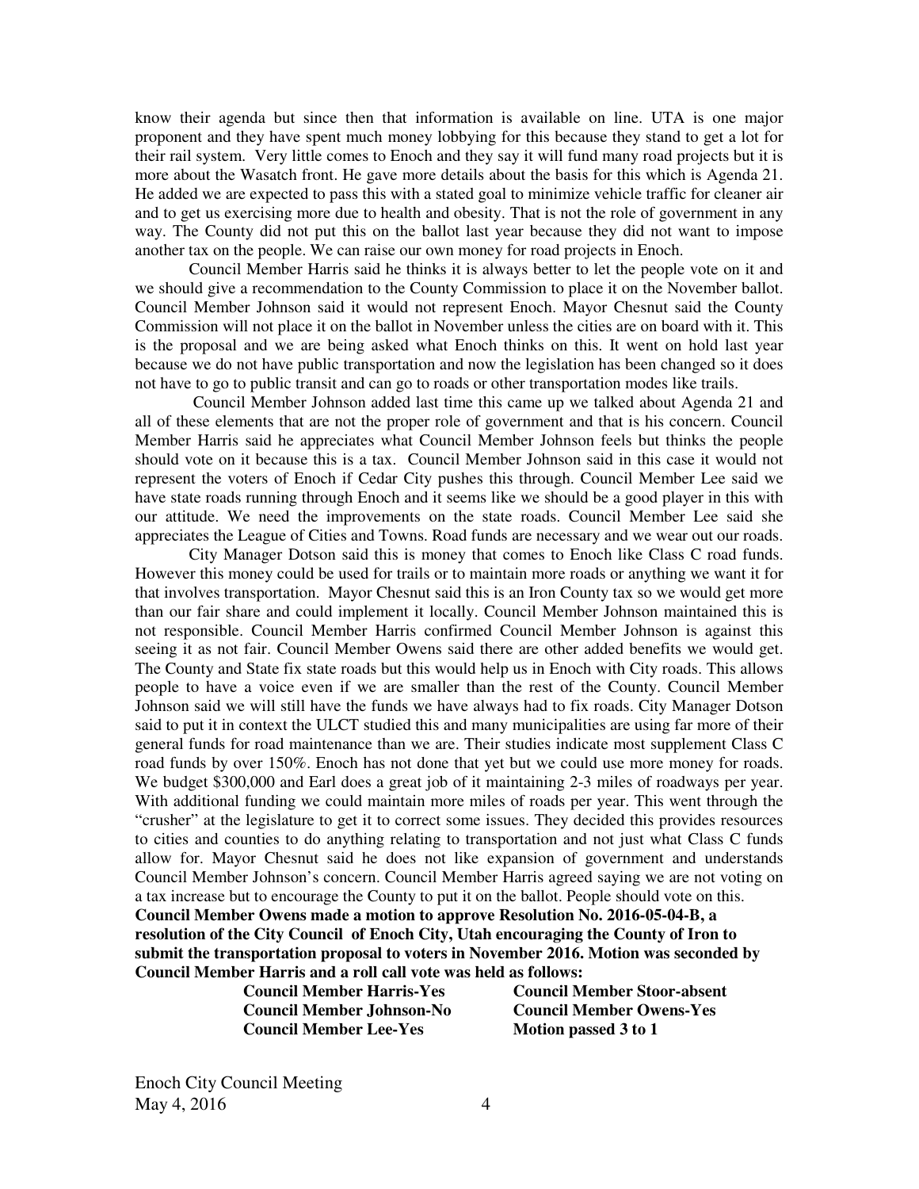know their agenda but since then that information is available on line. UTA is one major proponent and they have spent much money lobbying for this because they stand to get a lot for their rail system. Very little comes to Enoch and they say it will fund many road projects but it is more about the Wasatch front. He gave more details about the basis for this which is Agenda 21. He added we are expected to pass this with a stated goal to minimize vehicle traffic for cleaner air and to get us exercising more due to health and obesity. That is not the role of government in any way. The County did not put this on the ballot last year because they did not want to impose another tax on the people. We can raise our own money for road projects in Enoch.

Council Member Harris said he thinks it is always better to let the people vote on it and we should give a recommendation to the County Commission to place it on the November ballot. Council Member Johnson said it would not represent Enoch. Mayor Chesnut said the County Commission will not place it on the ballot in November unless the cities are on board with it. This is the proposal and we are being asked what Enoch thinks on this. It went on hold last year because we do not have public transportation and now the legislation has been changed so it does not have to go to public transit and can go to roads or other transportation modes like trails.

Council Member Johnson added last time this came up we talked about Agenda 21 and all of these elements that are not the proper role of government and that is his concern. Council Member Harris said he appreciates what Council Member Johnson feels but thinks the people should vote on it because this is a tax. Council Member Johnson said in this case it would not represent the voters of Enoch if Cedar City pushes this through. Council Member Lee said we have state roads running through Enoch and it seems like we should be a good player in this with our attitude. We need the improvements on the state roads. Council Member Lee said she appreciates the League of Cities and Towns. Road funds are necessary and we wear out our roads.

City Manager Dotson said this is money that comes to Enoch like Class C road funds. However this money could be used for trails or to maintain more roads or anything we want it for that involves transportation. Mayor Chesnut said this is an Iron County tax so we would get more than our fair share and could implement it locally. Council Member Johnson maintained this is not responsible. Council Member Harris confirmed Council Member Johnson is against this seeing it as not fair. Council Member Owens said there are other added benefits we would get. The County and State fix state roads but this would help us in Enoch with City roads. This allows people to have a voice even if we are smaller than the rest of the County. Council Member Johnson said we will still have the funds we have always had to fix roads. City Manager Dotson said to put it in context the ULCT studied this and many municipalities are using far more of their general funds for road maintenance than we are. Their studies indicate most supplement Class C road funds by over 150%. Enoch has not done that yet but we could use more money for roads. We budget $300,000 and Earl does a great job of it maintaining 2-3 miles of roadways per year. With additional funding we could maintain more miles of roads per year. This went through the "crusher" at the legislature to get it to correct some issues. They decided this provides resources to cities and counties to do anything relating to transportation and not just what Class C funds allow for. Mayor Chesnut said he does not like expansion of government and understands Council Member Johnson's concern. Council Member Harris agreed saying we are not voting on a tax increase but to encourage the County to put it on the ballot. People should vote on this.

**Council Member Owens made a motion to approve Resolution No. 2016-05-04-B, a resolution of the City Council of Enoch City, Utah encouraging the County of Iron to submit the transportation proposal to voters in November 2016. Motion was seconded by Council Member Harris and a roll call vote was held as follows:**

| | |
|---|---|
| **Council Member Harris-Yes** | **Council Member Stoor-absent** |
| **Council Member Johnson-No** | **Council Member Owens-Yes** |
| **Council Member Lee-Yes** | **Motion passed 3 to 1** |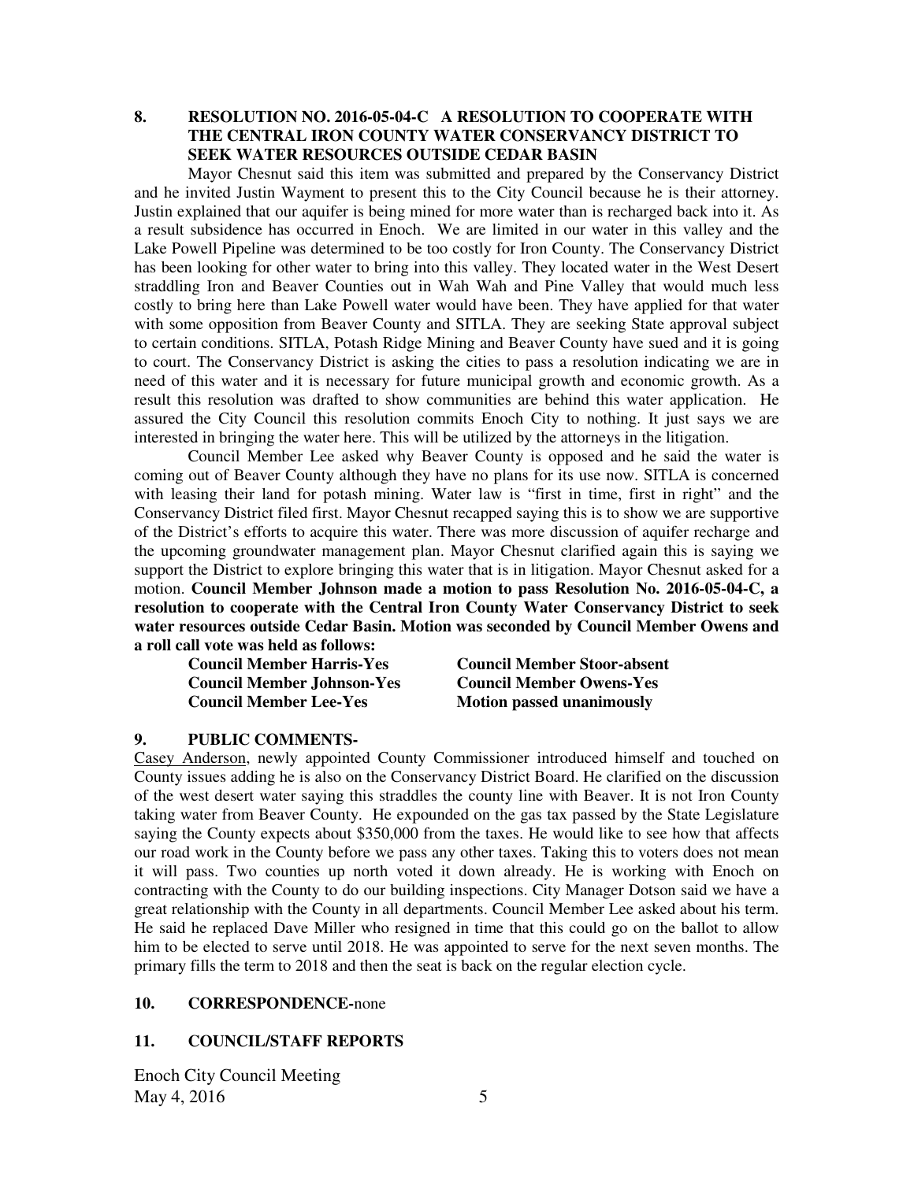**8. RESOLUTION NO. 2016-05-04-C A RESOLUTION TO COOPERATE WITH THE CENTRAL IRON COUNTY WATER CONSERVANCY DISTRICT TO SEEK WATER RESOURCES OUTSIDE CEDAR BASIN**

Mayor Chesnut said this item was submitted and prepared by the Conservancy District and he invited Justin Wayment to present this to the City Council because he is their attorney. Justin explained that our aquifer is being mined for more water than is recharged back into it. As a result subsidence has occurred in Enoch. We are limited in our water in this valley and the Lake Powell Pipeline was determined to be too costly for Iron County. The Conservancy District has been looking for other water to bring into this valley. They located water in the West Desert straddling Iron and Beaver Counties out in Wah Wah and Pine Valley that would much less costly to bring here than Lake Powell water would have been. They have applied for that water with some opposition from Beaver County and SITLA. They are seeking State approval subject to certain conditions. SITLA, Potash Ridge Mining and Beaver County have sued and it is going to court. The Conservancy District is asking the cities to pass a resolution indicating we are in need of this water and it is necessary for future municipal growth and economic growth. As a result this resolution was drafted to show communities are behind this water application. He assured the City Council this resolution commits Enoch City to nothing. It just says we are interested in bringing the water here. This will be utilized by the attorneys in the litigation.

Council Member Lee asked why Beaver County is opposed and he said the water is coming out of Beaver County although they have no plans for its use now. SITLA is concerned with leasing their land for potash mining. Water law is "first in time, first in right" and the Conservancy District filed first. Mayor Chesnut recapped saying this is to show we are supportive of the District's efforts to acquire this water. There was more discussion of aquifer recharge and the upcoming groundwater management plan. Mayor Chesnut clarified again this is saying we support the District to explore bringing this water that is in litigation. Mayor Chesnut asked for a motion. **Council Member Johnson made a motion to pass Resolution No. 2016-05-04-C, a resolution to cooperate with the Central Iron County Water Conservancy District to seek water resources outside Cedar Basin. Motion was seconded by Council Member Owens and a roll call vote was held as follows:**

| | |
|---|---|
| **Council Member Harris-Yes** | **Council Member Stoor-absent** |
| **Council Member Johnson-Yes** | **Council Member Owens-Yes** |
| **Council Member Lee-Yes** | **Motion passed unanimously** |

**9. PUBLIC COMMENTS-**

Casey Anderson, newly appointed County Commissioner introduced himself and touched on County issues adding he is also on the Conservancy District Board. He clarified on the discussion of the west desert water saying this straddles the county line with Beaver. It is not Iron County taking water from Beaver County. He expounded on the gas tax passed by the State Legislature saying the County expects about $350,000 from the taxes. He would like to see how that affects our road work in the County before we pass any other taxes. Taking this to voters does not mean it will pass. Two counties up north voted it down already. He is working with Enoch on contracting with the County to do our building inspections. City Manager Dotson said we have a great relationship with the County in all departments. Council Member Lee asked about his term. He said he replaced Dave Miller who resigned in time that this could go on the ballot to allow him to be elected to serve until 2018. He was appointed to serve for the next seven months. The primary fills the term to 2018 and then the seat is back on the regular election cycle.

**10. CORRESPONDENCE-**none

**11. COUNCIL/STAFF REPORTS**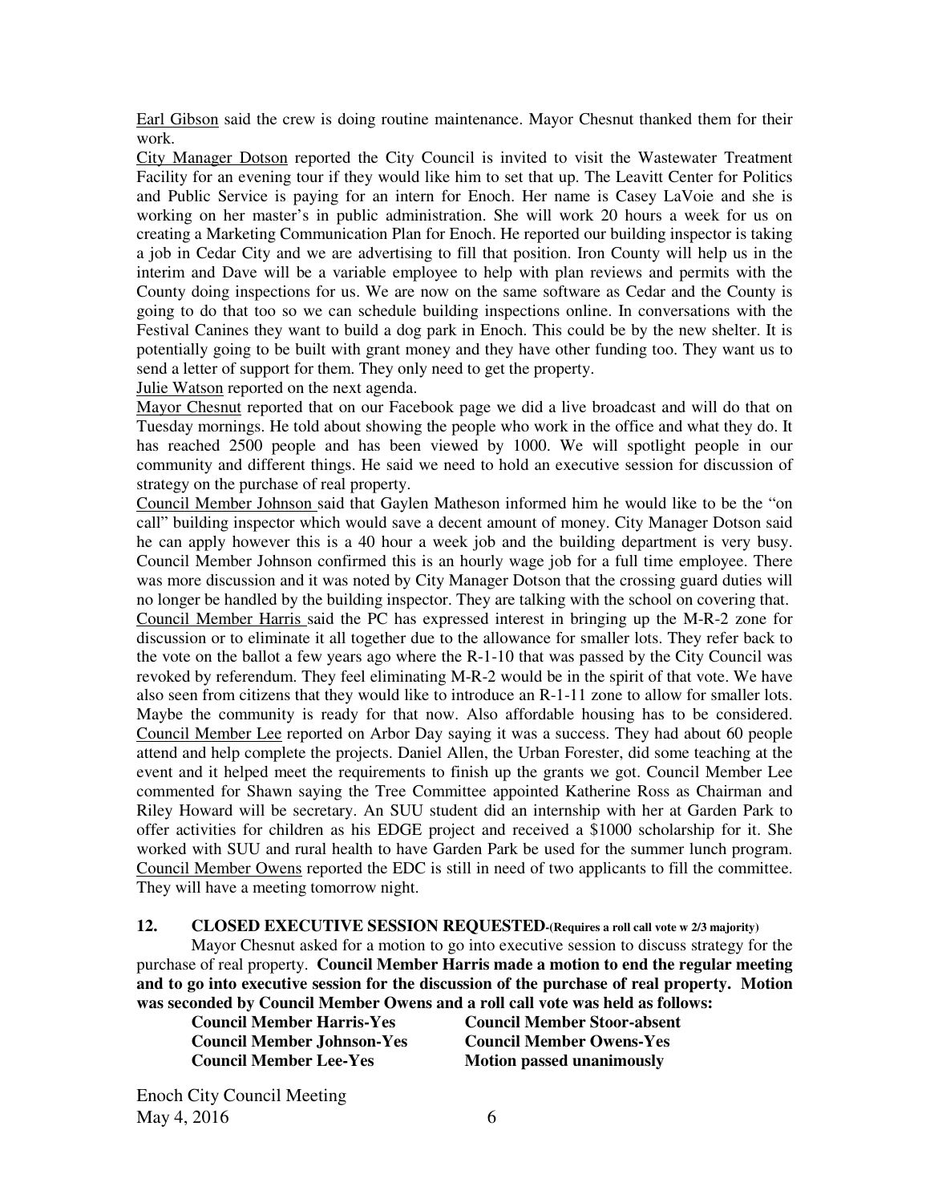<u>Earl Gibson</u> said the crew is doing routine maintenance. Mayor Chesnut thanked them for their work.

<u>City Manager Dotson</u> reported the City Council is invited to visit the Wastewater Treatment Facility for an evening tour if they would like him to set that up. The Leavitt Center for Politics and Public Service is paying for an intern for Enoch. Her name is Casey LaVoie and she is working on her master's in public administration. She will work 20 hours a week for us on creating a Marketing Communication Plan for Enoch. He reported our building inspector is taking a job in Cedar City and we are advertising to fill that position. Iron County will help us in the interim and Dave will be a variable employee to help with plan reviews and permits with the County doing inspections for us. We are now on the same software as Cedar and the County is going to do that too so we can schedule building inspections online. In conversations with the Festival Canines they want to build a dog park in Enoch. This could be by the new shelter. It is potentially going to be built with grant money and they have other funding too. They want us to send a letter of support for them. They only need to get the property.

<u>Julie Watson</u> reported on the next agenda.

<u>Mayor Chesnut</u> reported that on our Facebook page we did a live broadcast and will do that on Tuesday mornings. He told about showing the people who work in the office and what they do. It has reached 2500 people and has been viewed by 1000. We will spotlight people in our community and different things. He said we need to hold an executive session for discussion of strategy on the purchase of real property.

<u>Council Member Johnson</u> said that Gaylen Matheson informed him he would like to be the "on call" building inspector which would save a decent amount of money. City Manager Dotson said he can apply however this is a 40 hour a week job and the building department is very busy. Council Member Johnson confirmed this is an hourly wage job for a full time employee. There was more discussion and it was noted by City Manager Dotson that the crossing guard duties will no longer be handled by the building inspector. They are talking with the school on covering that.

<u>Council Member Harris</u> said the PC has expressed interest in bringing up the M-R-2 zone for discussion or to eliminate it all together due to the allowance for smaller lots. They refer back to the vote on the ballot a few years ago where the R-1-10 that was passed by the City Council was revoked by referendum. They feel eliminating M-R-2 would be in the spirit of that vote. We have also seen from citizens that they would like to introduce an R-1-11 zone to allow for smaller lots. Maybe the community is ready for that now. Also affordable housing has to be considered.

<u>Council Member Lee</u> reported on Arbor Day saying it was a success. They had about 60 people attend and help complete the projects. Daniel Allen, the Urban Forester, did some teaching at the event and it helped meet the requirements to finish up the grants we got. Council Member Lee commented for Shawn saying the Tree Committee appointed Katherine Ross as Chairman and Riley Howard will be secretary. An SUU student did an internship with her at Garden Park to offer activities for children as his EDGE project and received a $1000 scholarship for it. She worked with SUU and rural health to have Garden Park be used for the summer lunch program.

<u>Council Member Owens</u> reported the EDC is still in need of two applicants to fill the committee. They will have a meeting tomorrow night.

**12. CLOSED EXECUTIVE SESSION REQUESTED-(Requires a roll call vote w 2/3 majority)**

Mayor Chesnut asked for a motion to go into executive session to discuss strategy for the purchase of real property. **Council Member Harris made a motion to end the regular meeting and to go into executive session for the discussion of the purchase of real property. Motion was seconded by Council Member Owens and a roll call vote was held as follows:**

| | |
|---|---|
| **Council Member Harris-Yes** | **Council Member Stoor-absent** |
| **Council Member Johnson-Yes** | **Council Member Owens-Yes** |
| **Council Member Lee-Yes** | **Motion passed unanimously** |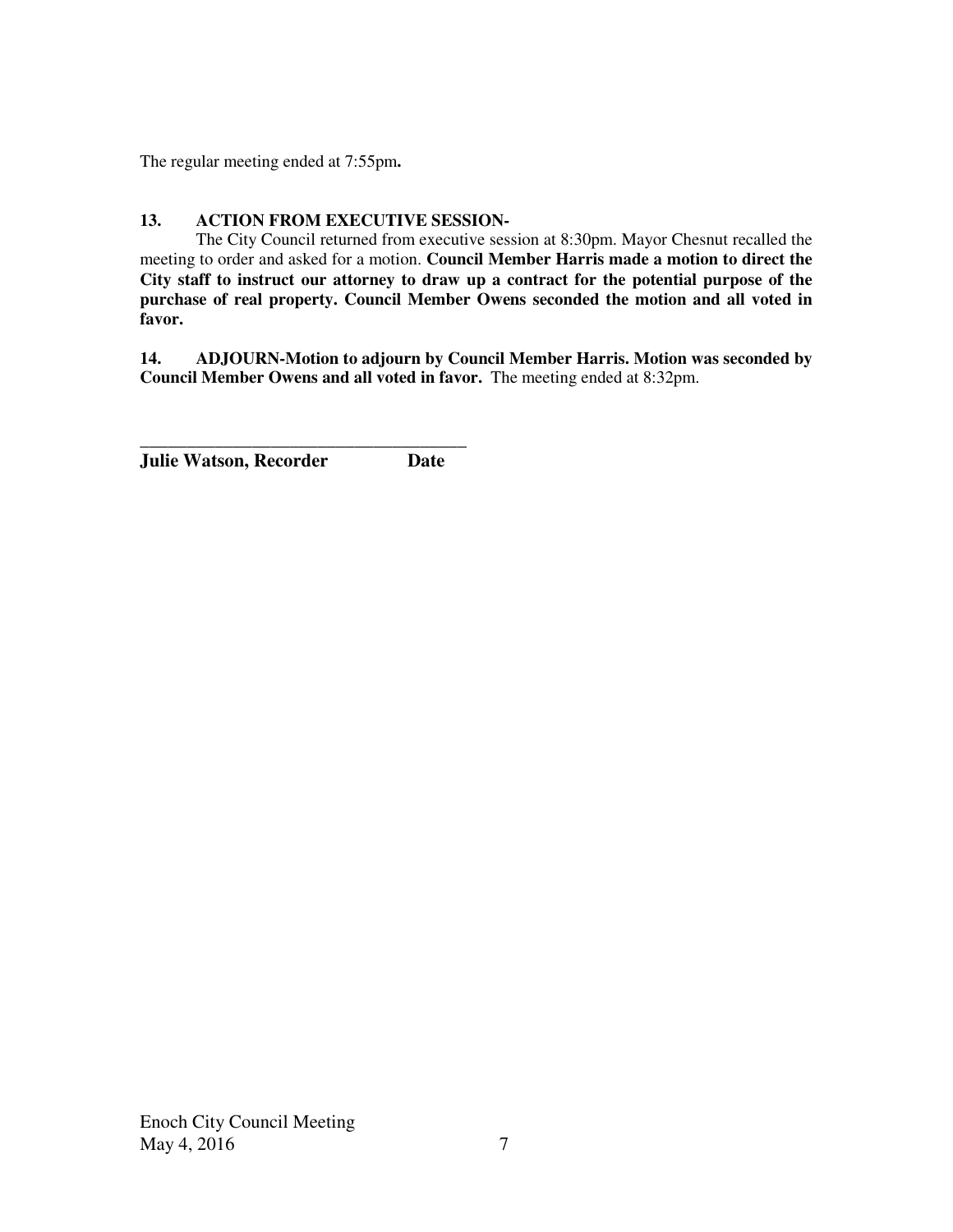The regular meeting ended at 7:55pm**.**

**13. ACTION FROM EXECUTIVE SESSION-**

The City Council returned from executive session at 8:30pm. Mayor Chesnut recalled the meeting to order and asked for a motion. **Council Member Harris made a motion to direct the City staff to instruct our attorney to draw up a contract for the potential purpose of the purchase of real property. Council Member Owens seconded the motion and all voted in favor.**

**14. ADJOURN-Motion to adjourn by Council Member Harris. Motion was seconded by Council Member Owens and all voted in favor.** The meeting ended at 8:32pm.

\_\_\_\_\_\_\_\_\_\_\_\_\_\_\_\_\_\_\_\_\_\_\_\_\_\_\_\_\_\_\_\_\_\_\_\_\_\_

**Julie Watson, Recorder Date**